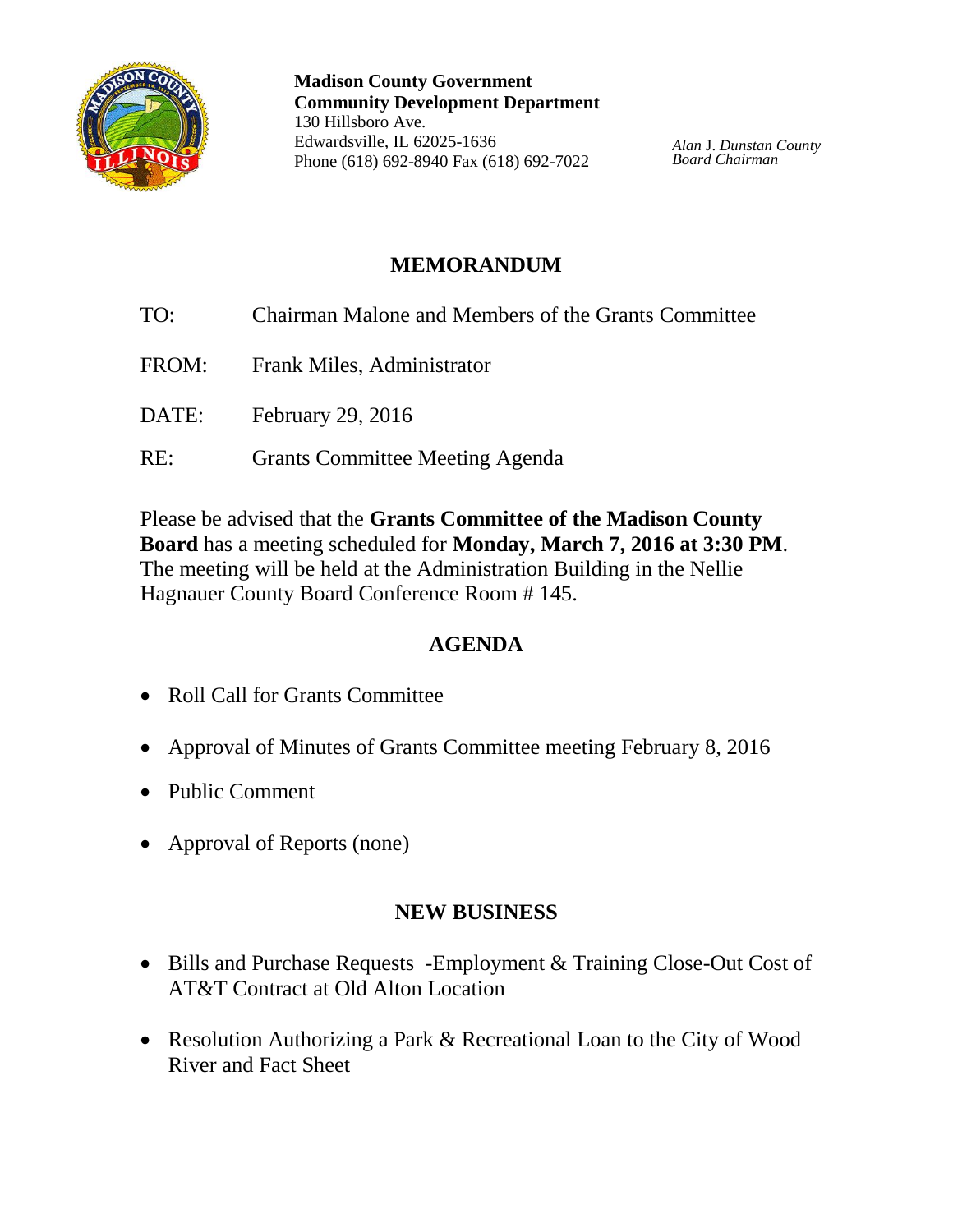**Madison County Government**
**Community Development Department**
130 Hillsboro Ave.
Edwardsville, IL 62025-1636
Phone (618) 692-8940 Fax (618) 692-7022

*Alan J. Dunstan County Board Chairman*

## MEMORANDUM

TO: Chairman Malone and Members of the Grants Committee

FROM: Frank Miles, Administrator

DATE: February 29, 2016

RE: Grants Committee Meeting Agenda

Please be advised that the **Grants Committee of the Madison County Board** has a meeting scheduled for **Monday, March 7, 2016 at 3:30 PM**. The meeting will be held at the Administration Building in the Nellie Hagnauer County Board Conference Room # 145.

## AGENDA

- Roll Call for Grants Committee
- Approval of Minutes of Grants Committee meeting February 8, 2016
- Public Comment
- Approval of Reports (none)

## NEW BUSINESS

- Bills and Purchase Requests -Employment & Training Close-Out Cost of AT&T Contract at Old Alton Location
- Resolution Authorizing a Park & Recreational Loan to the City of Wood River and Fact Sheet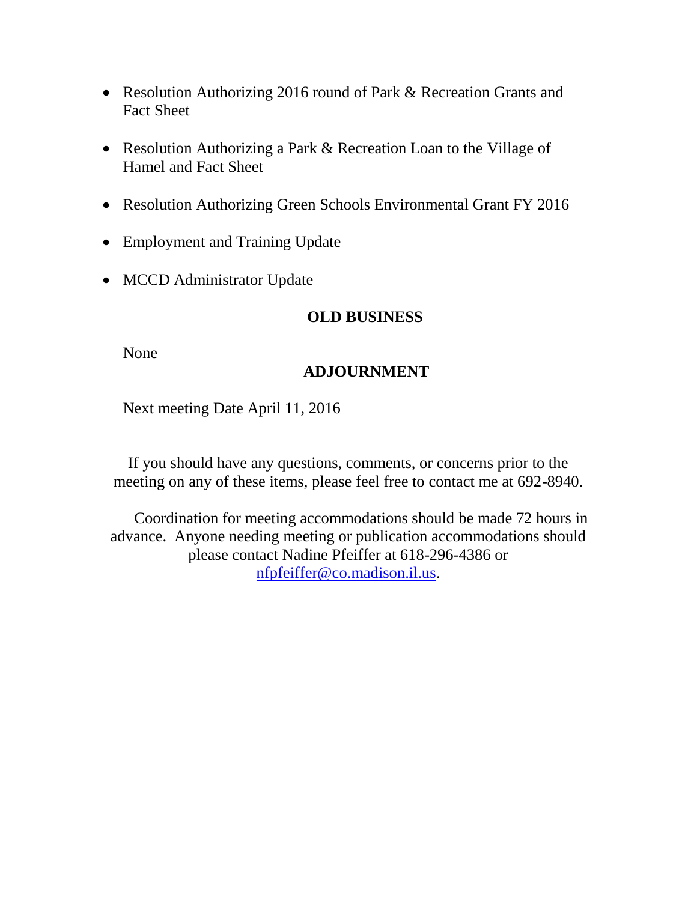- Resolution Authorizing 2016 round of Park & Recreation Grants and Fact Sheet
- Resolution Authorizing a Park & Recreation Loan to the Village of Hamel and Fact Sheet
- Resolution Authorizing Green Schools Environmental Grant FY 2016
- Employment and Training Update
- MCCD Administrator Update

**OLD BUSINESS**

None

**ADJOURNMENT**

Next meeting Date April 11, 2016

If you should have any questions, comments, or concerns prior to the meeting on any of these items, please feel free to contact me at 692-8940.

Coordination for meeting accommodations should be made 72 hours in advance. Anyone needing meeting or publication accommodations should please contact Nadine Pfeiffer at 618-296-4386 or nfpfeiffer@co.madison.il.us.